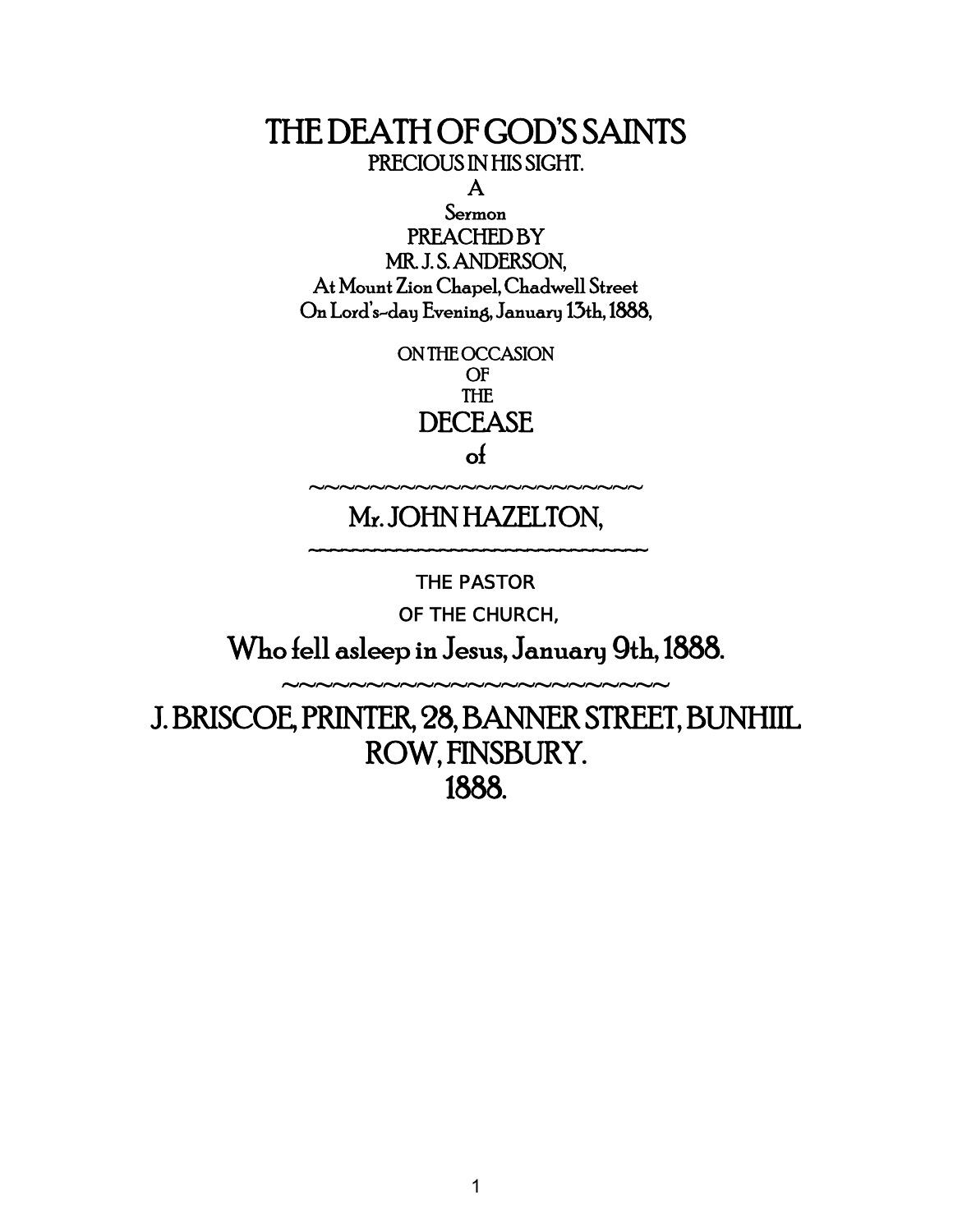# THE DEATH OF GOD'S SAINTS

PRECIOUS IN HIS SIGHT.

A

Sermon

PREACHED BY

MR. J. S. ANDERSON,

At Mount Zion Chapel, Chadwell Street

On Lord's-day Evening, January 13th, 1888,

ON THE OCCASION

OF

THE

DECEASE

of

~~~~~~~~~~~~~~~~~~~~~~~~

## Mr. JOHN HAZELTON,

~~~~~~~~~~~~~~~~~~~~~~~~~~~~~~

THE PASTOR

OF THE CHURCH,

Who fell asleep in Jesus, January 9th, 1888.

~~~~~~~~~~~~~~~~~~~~~~~~~~

J. BRISCOE, PRINTER, 28, BANNER STREET, BUNHILL ROW, FINSBURY.

1888.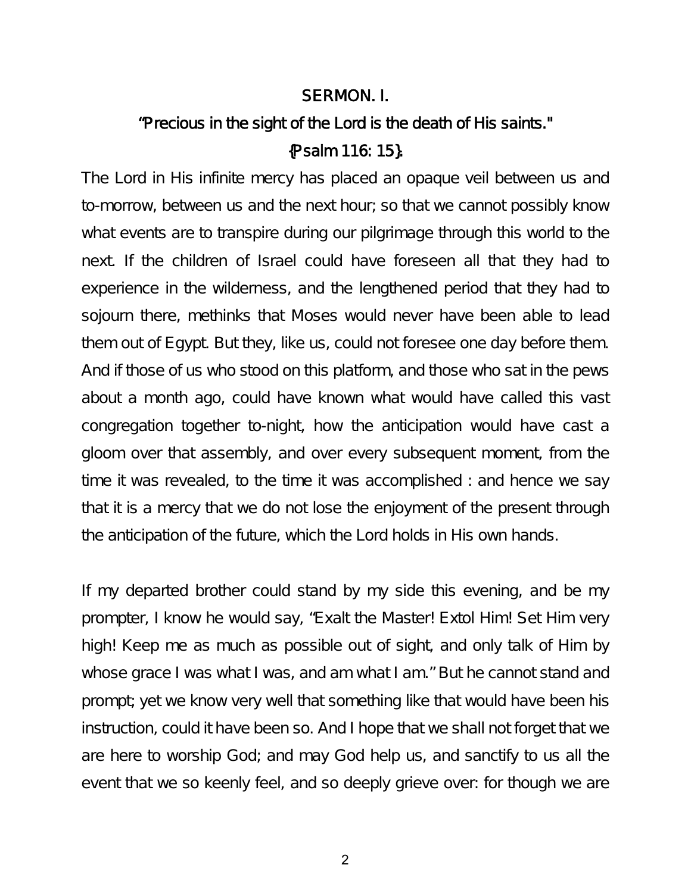## SERMON. I.

### "Precious in the sight of the Lord is the death of His saints." {Psalm 116: 15}.

The Lord in His infinite mercy has placed an opaque veil between us and to-morrow, between us and the next hour; so that we cannot possibly know what events are to transpire during our pilgrimage through this world to the next. If the children of Israel could have foreseen all that they had to experience in the wilderness, and the lengthened period that they had to sojourn there, methinks that Moses would never have been able to lead them out of Egypt. But they, like us, could not foresee one day before them. And if those of us who stood on this platform, and those who sat in the pews about a month ago, could have known what would have called this vast congregation together to-night, how the anticipation would have cast a gloom over that assembly, and over every subsequent moment, from the time it was revealed, to the time it was accomplished : and hence we say that it is a mercy that we do not lose the enjoyment of the present through the anticipation of the future, which the Lord holds in His own hands.

If my departed brother could stand by my side this evening, and be my prompter, I know he would say, "Exalt the Master! Extol Him! Set Him very high! Keep me as much as possible out of sight, and only talk of Him by whose grace I was what I was, and am what I am." But he cannot stand and prompt; yet we know very well that something like that would have been his instruction, could it have been so. And I hope that we shall not forget that we are here to worship God; and may God help us, and sanctify to us all the event that we so keenly feel, and so deeply grieve over: for though we are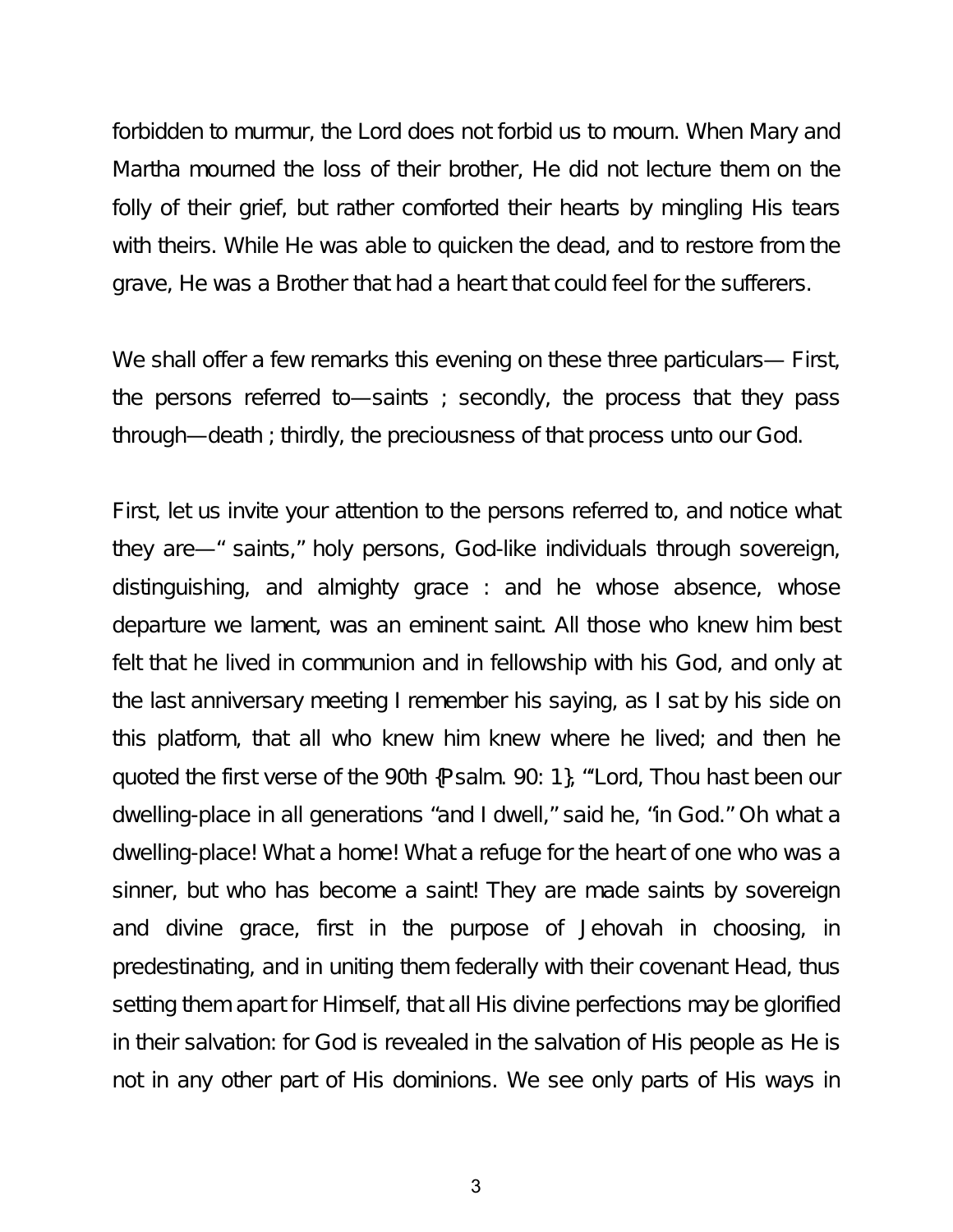forbidden to murmur, the Lord does not forbid us to mourn. When Mary and Martha mourned the loss of their brother, He did not lecture them on the folly of their grief, but rather comforted their hearts by mingling His tears with theirs. While He was able to quicken the dead, and to restore from the grave, He was a Brother that had a heart that could feel for the sufferers.

We shall offer a few remarks this evening on these three particulars— First, the persons referred to—saints ; secondly, the process that they pass through—death ; thirdly, the preciousness of that process unto our God.

First, let us invite your attention to the persons referred to, and notice what they are— " saints," holy persons, God-like individuals through sovereign, distinguishing, and almighty grace : and he whose absence, whose departure we lament, was an eminent saint. All those who knew him best felt that he lived in communion and in fellowship with his God, and only at the last anniversary meeting I remember his saying, as I sat by his side on this platform, that all who knew him knew where he lived; and then he quoted the first verse of the 90th {Psalm. 90: 1}, "'Lord, Thou hast been our dwelling-place in all generations "and I dwell," said he, "in God." Oh what a dwelling-place! What a home! What a refuge for the heart of one who was a sinner, but who has become a saint! They are made saints by sovereign and divine grace, first in the purpose of Jehovah in choosing, in predestinating, and in uniting them federally with their covenant Head, thus setting them apart for Himself, that all His divine perfections may be glorified in their salvation: for God is revealed in the salvation of His people as He is not in any other part of His dominions. We see only parts of His ways in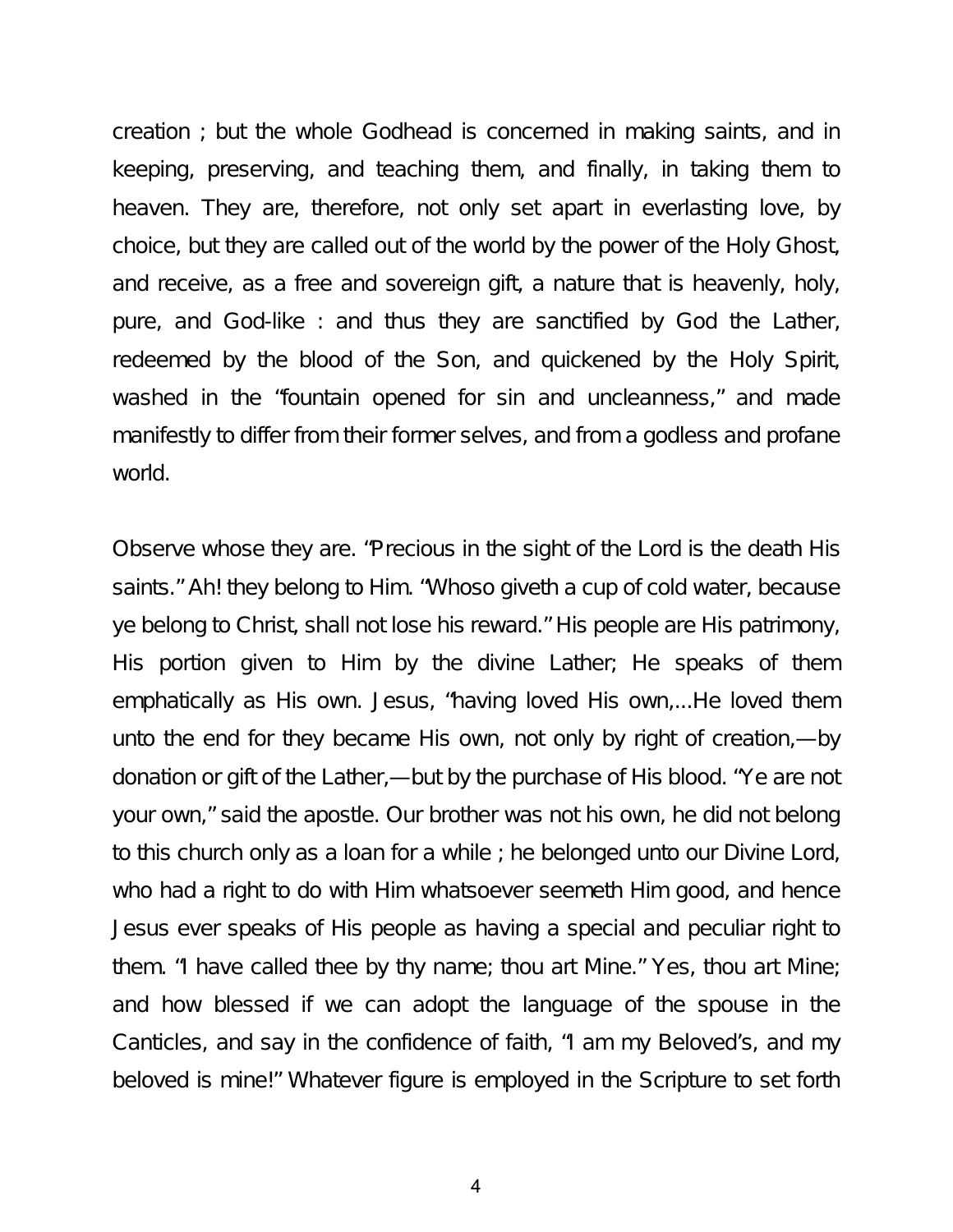creation ; but the whole Godhead is concerned in making saints, and in keeping, preserving, and teaching them, and finally, in taking them to heaven. They are, therefore, not only set apart in everlasting love, by choice, but they are called out of the world by the power of the Holy Ghost, and receive, as a free and sovereign gift, a nature that is heavenly, holy, pure, and God-like : and thus they are sanctified by God the Lather, redeemed by the blood of the Son, and quickened by the Holy Spirit, washed in the "fountain opened for sin and uncleanness," and made manifestly to differ from their former selves, and from a godless and profane world.

Observe whose they are. "Precious in the sight of the Lord is the death His saints." Ah! they belong to Him. "Whoso giveth a cup of cold water, because ye belong to Christ, shall not lose his reward." His people are His patrimony, His portion given to Him by the divine Lather; He speaks of them emphatically as His own. Jesus, "having loved His own,...He loved them unto the end for they became His own, not only by right of creation,—by donation or gift of the Lather,—but by the purchase of His blood. "Ye are not your own," said the apostle. Our brother was not his own, he did not belong to this church only as a loan for a while ; he belonged unto our Divine Lord, who had a right to do with Him whatsoever seemeth Him good, and hence Jesus ever speaks of His people as having a special and peculiar right to them. "I have called thee by thy name; thou art Mine." Yes, thou art Mine; and how blessed if we can adopt the language of the spouse in the Canticles, and say in the confidence of faith, "I am my Beloved's, and my beloved is mine!" Whatever figure is employed in the Scripture to set forth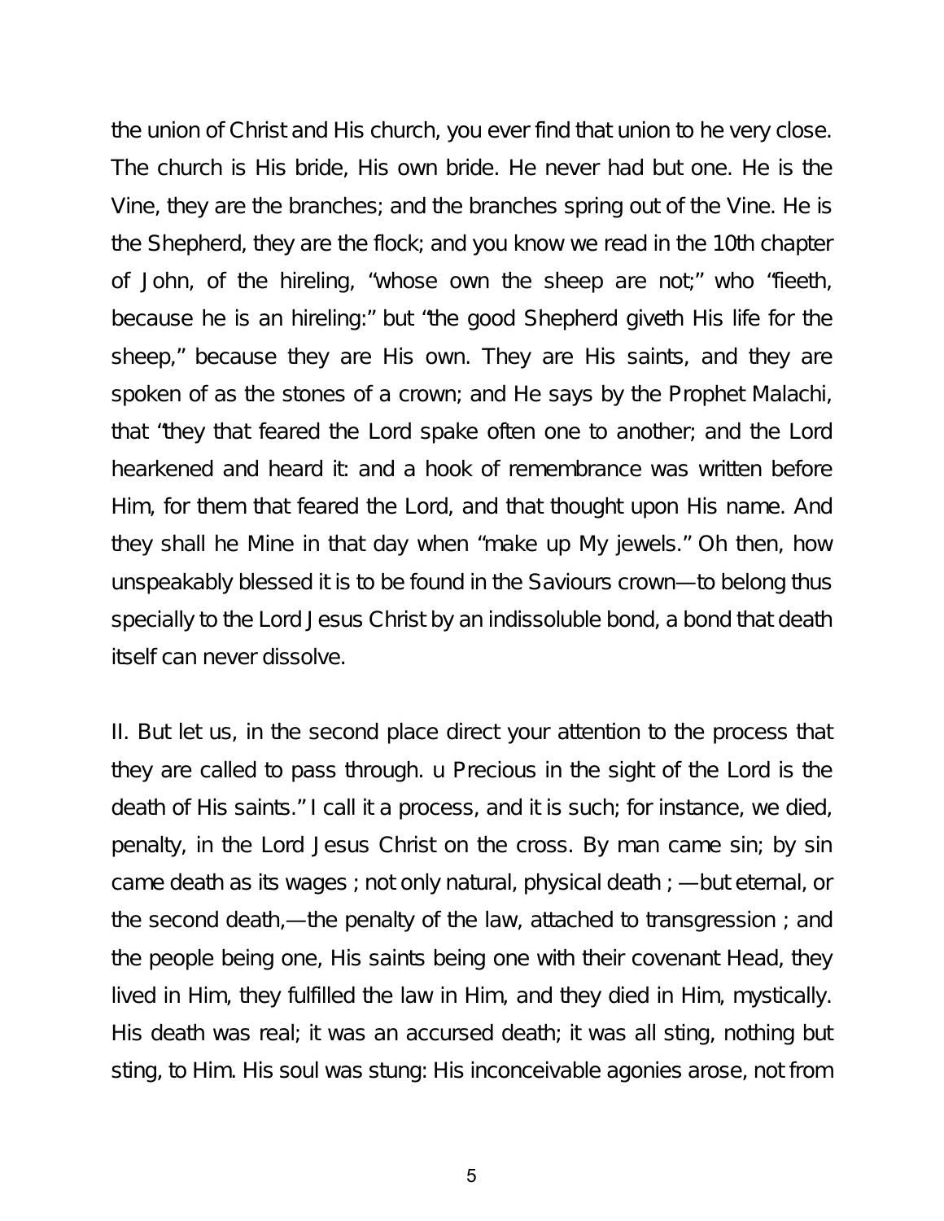the union of Christ and His church, you ever find that union to he very close. The church is His bride, His own bride. He never had but one. He is the Vine, they are the branches; and the branches spring out of the Vine. He is the Shepherd, they are the flock; and you know we read in the 10th chapter of John, of the hireling, "whose own the sheep are not;" who "fieeth, because he is an hireling:" but "the good Shepherd giveth His life for the sheep," because they are His own. They are His saints, and they are spoken of as the stones of a crown; and He says by the Prophet Malachi, that "they that feared the Lord spake often one to another; and the Lord hearkened and heard it: and a hook of remembrance was written before Him, for them that feared the Lord, and that thought upon His name. And they shall he Mine in that day when "make up My jewels." Oh then, how unspeakably blessed it is to be found in the Saviours crown—to belong thus specially to the Lord Jesus Christ by an indissoluble bond, a bond that death itself can never dissolve.

II. But let us, in the second place direct your attention to the process that they are called to pass through. u Precious in the sight of the Lord is the death of His saints." I call it a process, and it is such; for instance, we died, penalty, in the Lord Jesus Christ on the cross. By man came sin; by sin came death as its wages ; not only natural, physical death ; —but eternal, or the second death,—the penalty of the law, attached to transgression ; and the people being one, His saints being one with their covenant Head, they lived in Him, they fulfilled the law in Him, and they died in Him, mystically. His death was real; it was an accursed death; it was all sting, nothing but sting, to Him. His soul was stung: His inconceivable agonies arose, not from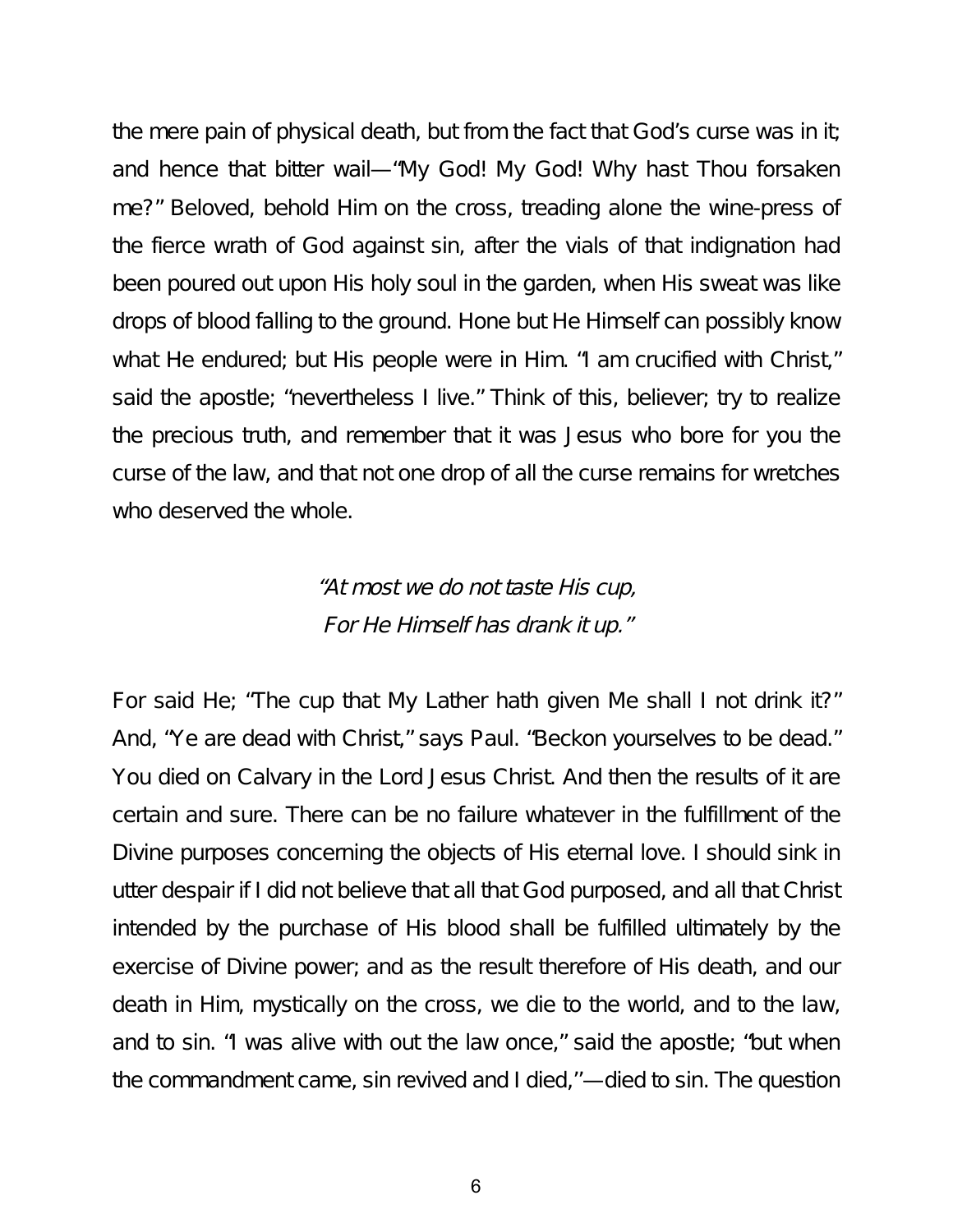the mere pain of physical death, but from the fact that God's curse was in it; and hence that bitter wail—"My God! My God! Why hast Thou forsaken me?" Beloved, behold Him on the cross, treading alone the wine-press of the fierce wrath of God against sin, after the vials of that indignation had been poured out upon His holy soul in the garden, when His sweat was like drops of blood falling to the ground. Hone but He Himself can possibly know what He endured; but His people were in Him. "I am crucified with Christ," said the apostle; "nevertheless I live." Think of this, believer; try to realize the precious truth, and remember that it was Jesus who bore for you the curse of the law, and that not one drop of all the curse remains for wretches who deserved the whole.

> *"At most we do not taste His cup,*
> *For He Himself has drank it up."*

For said He; "The cup that My Lather hath given Me shall I not drink it?" And, "Ye are dead with Christ," says Paul. "Beckon yourselves to be dead." You died on Calvary in the Lord Jesus Christ. And then the results of it are certain and sure. There can be no failure whatever in the fulfillment of the Divine purposes concerning the objects of His eternal love. I should sink in utter despair if I did not believe that all that God purposed, and all that Christ intended by the purchase of His blood shall be fulfilled ultimately by the exercise of Divine power; and as the result therefore of His death, and our death in Him, mystically on the cross, we die to the world, and to the law, and to sin. "I was alive with out the law once," said the apostle; "but when the commandment came, sin revived and I died,''—died to sin. The question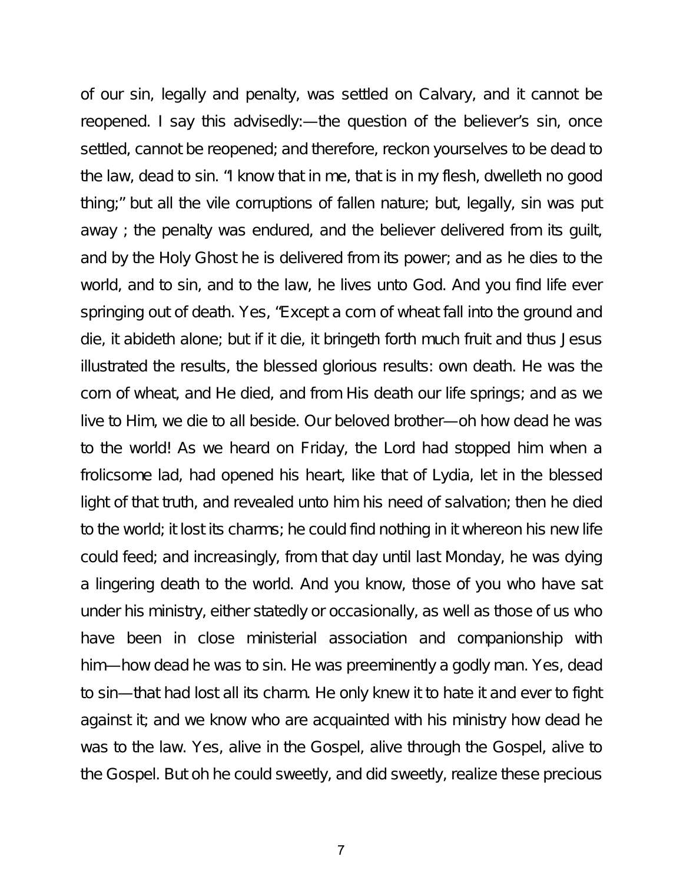of our sin, legally and penalty, was settled on Calvary, and it cannot be reopened. I say this advisedly:—the question of the believer's sin, once settled, cannot be reopened; and therefore, reckon yourselves to be dead to the law, dead to sin. "I know that in me, that is in my flesh, dwelleth no good thing;" but all the vile corruptions of fallen nature; but, legally, sin was put away ; the penalty was endured, and the believer delivered from its guilt, and by the Holy Ghost he is delivered from its power; and as he dies to the world, and to sin, and to the law, he lives unto God. And you find life ever springing out of death. Yes, "Except a corn of wheat fall into the ground and die, it abideth alone; but if it die, it bringeth forth much fruit and thus Jesus illustrated the results, the blessed glorious results: own death. He was the corn of wheat, and He died, and from His death our life springs; and as we live to Him, we die to all beside. Our beloved brother—oh how dead he was to the world! As we heard on Friday, the Lord had stopped him when a frolicsome lad, had opened his heart, like that of Lydia, let in the blessed light of that truth, and revealed unto him his need of salvation; then he died to the world; it lost its charms; he could find nothing in it whereon his new life could feed; and increasingly, from that day until last Monday, he was dying a lingering death to the world. And you know, those of you who have sat under his ministry, either statedly or occasionally, as well as those of us who have been in close ministerial association and companionship with him—how dead he was to sin. He was preeminently a godly man. Yes, dead to sin—that had lost all its charm. He only knew it to hate it and ever to fight against it; and we know who are acquainted with his ministry how dead he was to the law. Yes, alive in the Gospel, alive through the Gospel, alive to the Gospel. But oh he could sweetly, and did sweetly, realize these precious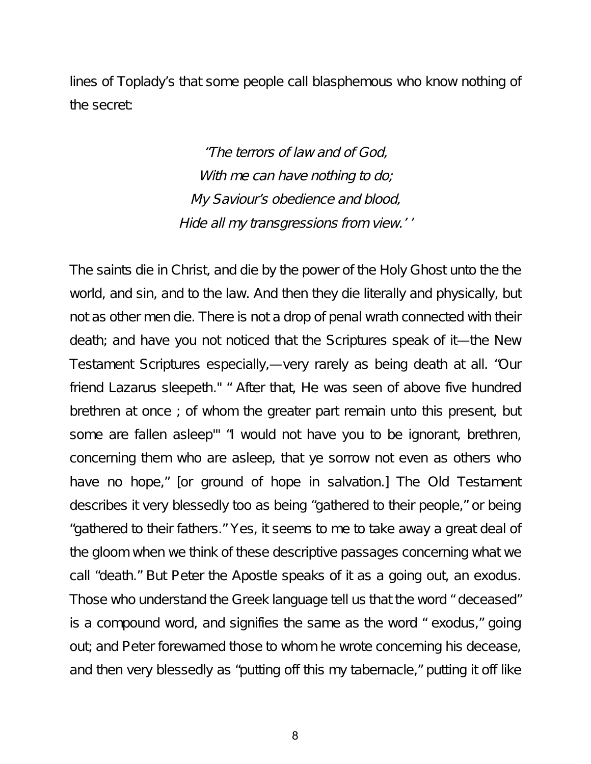lines of Toplady's that some people call blasphemous who know nothing of the secret:

> *"The terrors of law and of God,*
> *With me can have nothing to do;*
> *My Saviour's obedience and blood,*
> *Hide all my transgressions from view.' '*

The saints die in Christ, and die by the power of the Holy Ghost unto the the world, and sin, and to the law. And then they die literally and physically, but not as other men die. There is not a drop of penal wrath connected with their death; and have you not noticed that the Scriptures speak of it—the New Testament Scriptures especially,—very rarely as being death at all. "Our friend Lazarus sleepeth." " After that, He was seen of above five hundred brethren at once ; of whom the greater part remain unto this present, but some are fallen asleep"' "I would not have you to be ignorant, brethren, concerning them who are asleep, that ye sorrow not even as others who have no hope," [or ground of hope in salvation.] The Old Testament describes it very blessedly too as being "gathered to their people," or being "gathered to their fathers." Yes, it seems to me to take away a great deal of the gloom when we think of these descriptive passages concerning what we call "death." But Peter the Apostle speaks of it as a going out, an exodus. Those who understand the Greek language tell us that the word " deceased" is a compound word, and signifies the same as the word " exodus," going out; and Peter forewarned those to whom he wrote concerning his decease, and then very blessedly as "putting off this my tabernacle," putting it off like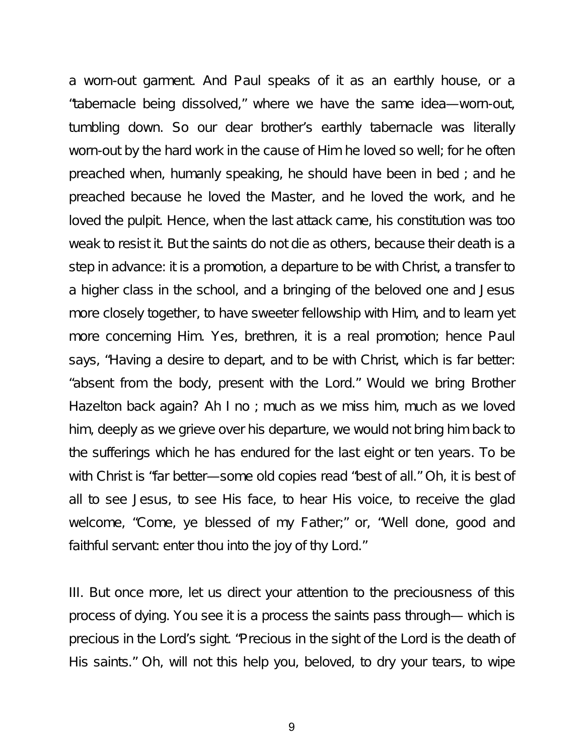a worn-out garment. And Paul speaks of it as an earthly house, or a "tabernacle being dissolved," where we have the same idea—worn-out, tumbling down. So our dear brother's earthly tabernacle was literally worn-out by the hard work in the cause of Him he loved so well; for he often preached when, humanly speaking, he should have been in bed ; and he preached because he loved the Master, and he loved the work, and he loved the pulpit. Hence, when the last attack came, his constitution was too weak to resist it. But the saints do not die as others, because their death is a step in advance: it is a promotion, a departure to be with Christ, a transfer to a higher class in the school, and a bringing of the beloved one and Jesus more closely together, to have sweeter fellowship with Him, and to learn yet more concerning Him. Yes, brethren, it is a real promotion; hence Paul says, "Having a desire to depart, and to be with Christ, which is far better: "absent from the body, present with the Lord." Would we bring Brother Hazelton back again? Ah I no ; much as we miss him, much as we loved him, deeply as we grieve over his departure, we would not bring him back to the sufferings which he has endured for the last eight or ten years. To be with Christ is "far better—some old copies read "best of all." Oh, it is best of all to see Jesus, to see His face, to hear His voice, to receive the glad welcome, "Come, ye blessed of my Father;" or, "Well done, good and faithful servant: enter thou into the joy of thy Lord."

III. But once more, let us direct your attention to the preciousness of this process of dying. You see it is a process the saints pass through— which is precious in the Lord's sight. "Precious in the sight of the Lord is the death of His saints." Oh, will not this help you, beloved, to dry your tears, to wipe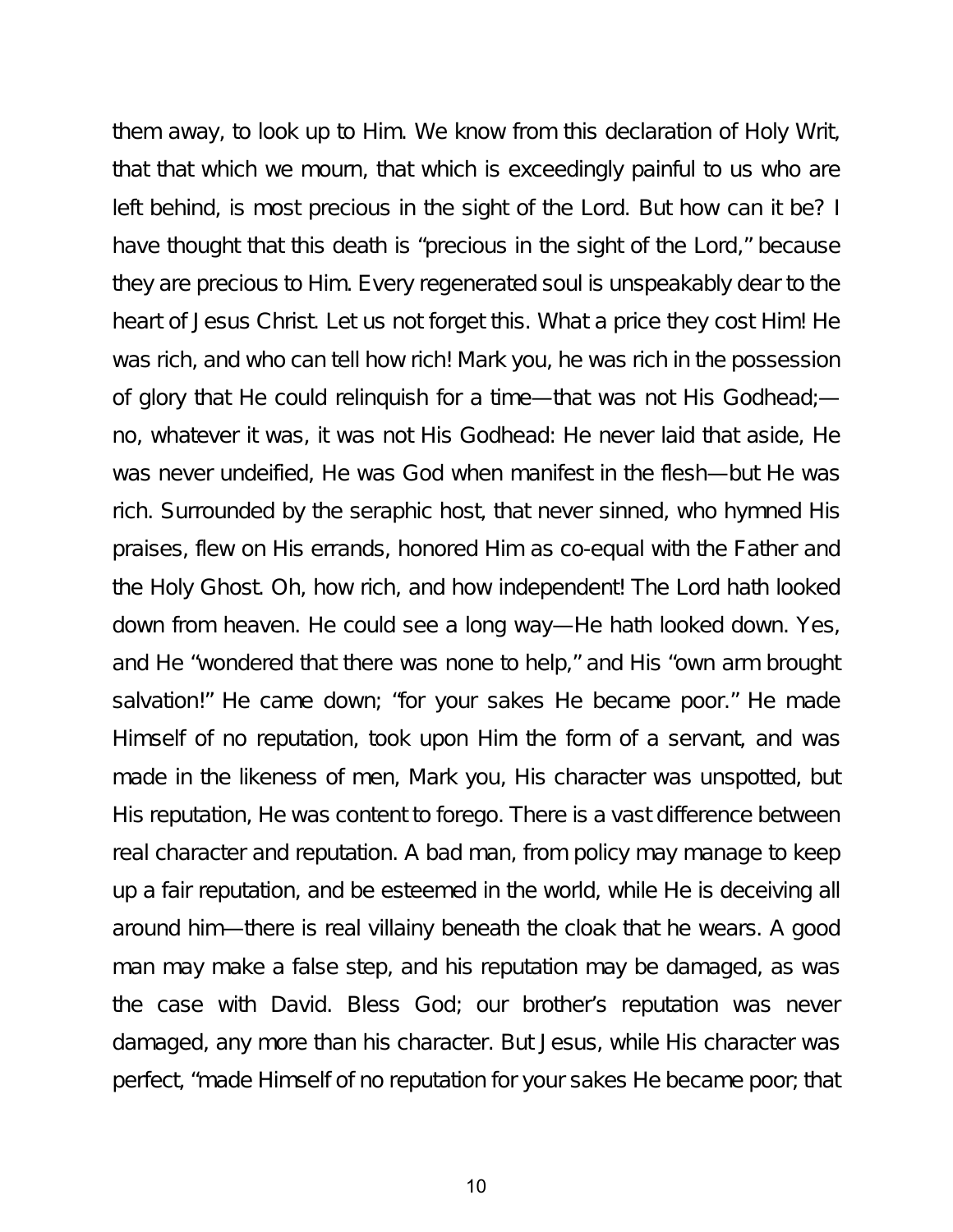them away, to look up to Him. We know from this declaration of Holy Writ, that that which we mourn, that which is exceedingly painful to us who are left behind, is most precious in the sight of the Lord. But how can it be? I have thought that this death is "precious in the sight of the Lord," because they are precious to Him. Every regenerated soul is unspeakably dear to the heart of Jesus Christ. Let us not forget this. What a price they cost Him! He was rich, and who can tell how rich! Mark you, he was rich in the possession of glory that He could relinquish for a time—that was not His Godhead;—no, whatever it was, it was not His Godhead: He never laid that aside, He was never undeified, He was God when manifest in the flesh—but He was rich. Surrounded by the seraphic host, that never sinned, who hymned His praises, flew on His errands, honored Him as co-equal with the Father and the Holy Ghost. Oh, how rich, and how independent! The Lord hath looked down from heaven. He could see a long way—He hath looked down. Yes, and He "wondered that there was none to help," and His "own arm brought salvation!" He came down; "for your sakes He became poor." He made Himself of no reputation, took upon Him the form of a servant, and was made in the likeness of men, Mark you, His character was unspotted, but His reputation, He was content to forego. There is a vast difference between real character and reputation. A bad man, from policy may manage to keep up a fair reputation, and be esteemed in the world, while He is deceiving all around him—there is real villainy beneath the cloak that he wears. A good man may make a false step, and his reputation may be damaged, as was the case with David. Bless God; our brother's reputation was never damaged, any more than his character. But Jesus, while His character was perfect, "made Himself of no reputation for your sakes He became poor; that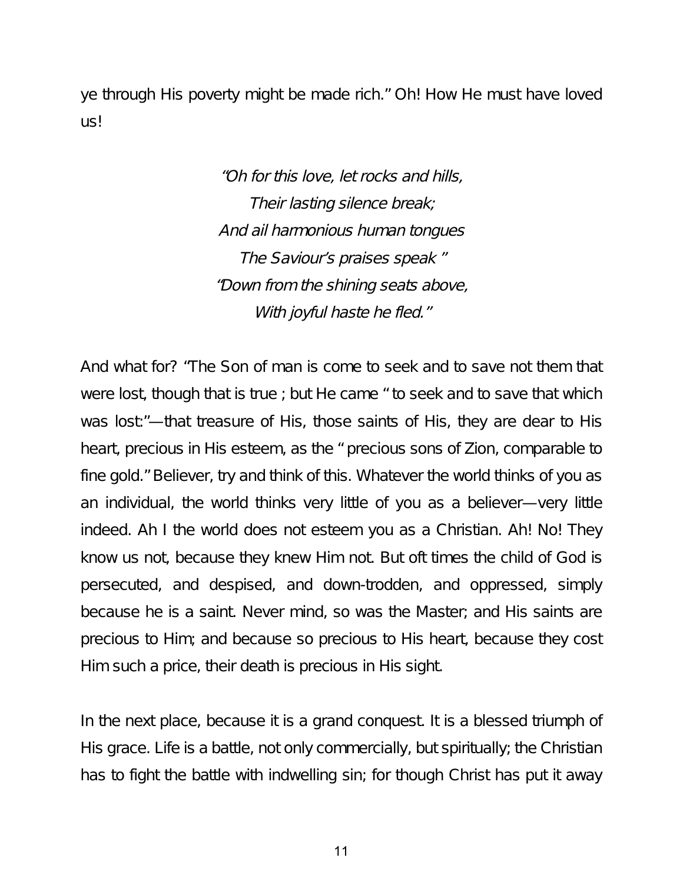ye through His poverty might be made rich." Oh! How He must have loved us!

> *"Oh for this love, let rocks and hills,*
> *Their lasting silence break;*
> *And ail harmonious human tongues*
> *The Saviour's praises speak "*
> *"Down from the shining seats above,*
> *With joyful haste he fled."*

And what for? "The Son of man is come to seek and to save not them that were lost, though that is true ; but He came " to seek and to save that which was lost:"—that treasure of His, those saints of His, they are dear to His heart, precious in His esteem, as the " precious sons of Zion, comparable to fine gold." Believer, try and think of this. Whatever the world thinks of you as an individual, the world thinks very little of you as a believer—very little indeed. Ah I the world does not esteem you as a Christian. Ah! No! They know us not, because they knew Him not. But oft times the child of God is persecuted, and despised, and down-trodden, and oppressed, simply because he is a saint. Never mind, so was the Master; and His saints are precious to Him; and because so precious to His heart, because they cost Him such a price, their death is precious in His sight.

In the next place, because it is a grand conquest. It is a blessed triumph of His grace. Life is a battle, not only commercially, but spiritually; the Christian has to fight the battle with indwelling sin; for though Christ has put it away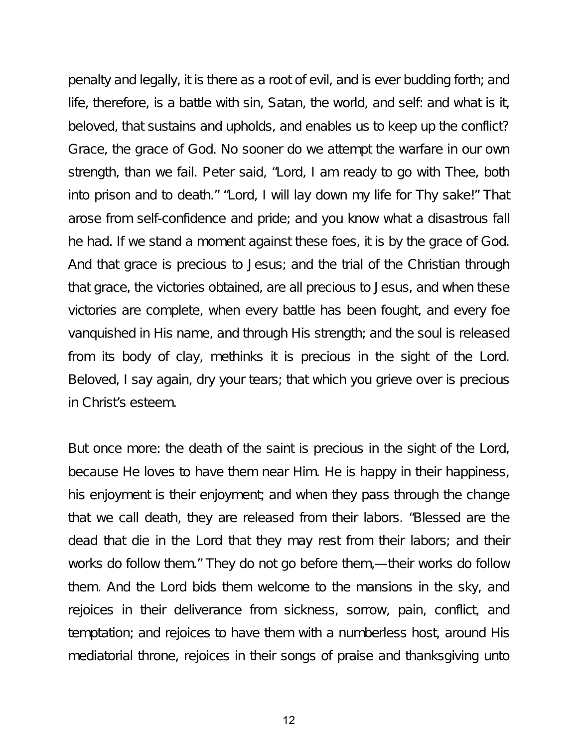penalty and legally, it is there as a root of evil, and is ever budding forth; and life, therefore, is a battle with sin, Satan, the world, and self: and what is it, beloved, that sustains and upholds, and enables us to keep up the conflict? Grace, the grace of God. No sooner do we attempt the warfare in our own strength, than we fail. Peter said, "Lord, I am ready to go with Thee, both into prison and to death." "Lord, I will lay down my life for Thy sake!" That arose from self-confidence and pride; and you know what a disastrous fall he had. If we stand a moment against these foes, it is by the grace of God. And that grace is precious to Jesus; and the trial of the Christian through that grace, the victories obtained, are all precious to Jesus, and when these victories are complete, when every battle has been fought, and every foe vanquished in His name, and through His strength; and the soul is released from its body of clay, methinks it is precious in the sight of the Lord. Beloved, I say again, dry your tears; that which you grieve over is precious in Christ's esteem.

But once more: the death of the saint is precious in the sight of the Lord, because He loves to have them near Him. He is happy in their happiness, his enjoyment is their enjoyment; and when they pass through the change that we call death, they are released from their labors. "Blessed are the dead that die in the Lord that they may rest from their labors; and their works do follow them." They do not go before them,—their works do follow them. And the Lord bids them welcome to the mansions in the sky, and rejoices in their deliverance from sickness, sorrow, pain, conflict, and temptation; and rejoices to have them with a numberless host, around His mediatorial throne, rejoices in their songs of praise and thanksgiving unto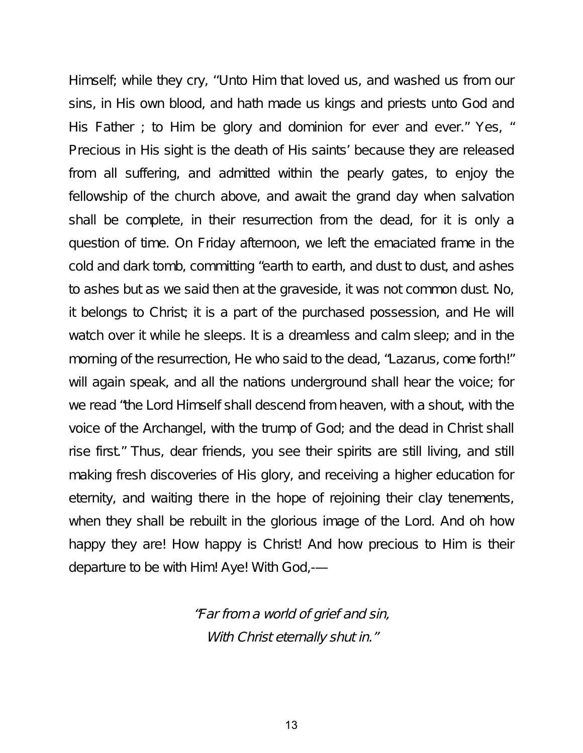Himself; while they cry, "Unto Him that loved us, and washed us from our sins, in His own blood, and hath made us kings and priests unto God and His Father ; to Him be glory and dominion for ever and ever." Yes, " Precious in His sight is the death of His saints' because they are released from all suffering, and admitted within the pearly gates, to enjoy the fellowship of the church above, and await the grand day when salvation shall be complete, in their resurrection from the dead, for it is only a question of time. On Friday afternoon, we left the emaciated frame in the cold and dark tomb, committing "earth to earth, and dust to dust, and ashes to ashes but as we said then at the graveside, it was not common dust. No, it belongs to Christ; it is a part of the purchased possession, and He will watch over it while he sleeps. It is a dreamless and calm sleep; and in the morning of the resurrection, He who said to the dead, "Lazarus, come forth!" will again speak, and all the nations underground shall hear the voice; for we read "the Lord Himself shall descend from heaven, with a shout, with the voice of the Archangel, with the trump of God; and the dead in Christ shall rise first." Thus, dear friends, you see their spirits are still living, and still making fresh discoveries of His glory, and receiving a higher education for eternity, and waiting there in the hope of rejoining their clay tenements, when they shall be rebuilt in the glorious image of the Lord. And oh how happy they are! How happy is Christ! And how precious to Him is their departure to be with Him! Aye! With God,-—

*"Far from a world of grief and sin,*
*With Christ eternally shut in."*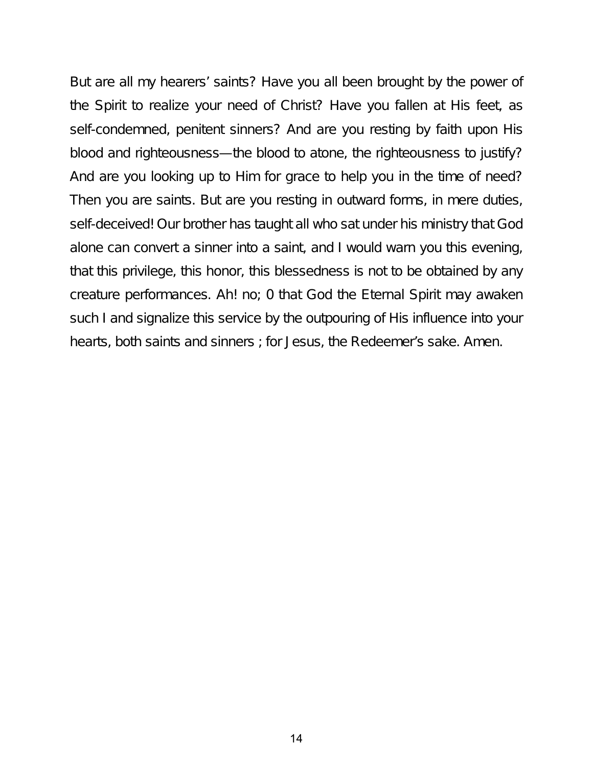But are all my hearers' saints? Have you all been brought by the power of the Spirit to realize your need of Christ? Have you fallen at His feet, as self-condemned, penitent sinners? And are you resting by faith upon His blood and righteousness—the blood to atone, the righteousness to justify? And are you looking up to Him for grace to help you in the time of need? Then you are saints. But are you resting in outward forms, in mere duties, self-deceived! Our brother has taught all who sat under his ministry that God alone can convert a sinner into a saint, and I would warn you this evening, that this privilege, this honor, this blessedness is not to be obtained by any creature performances. Ah! no; 0 that God the Eternal Spirit may awaken such I and signalize this service by the outpouring of His influence into your hearts, both saints and sinners ; for Jesus, the Redeemer's sake. Amen.